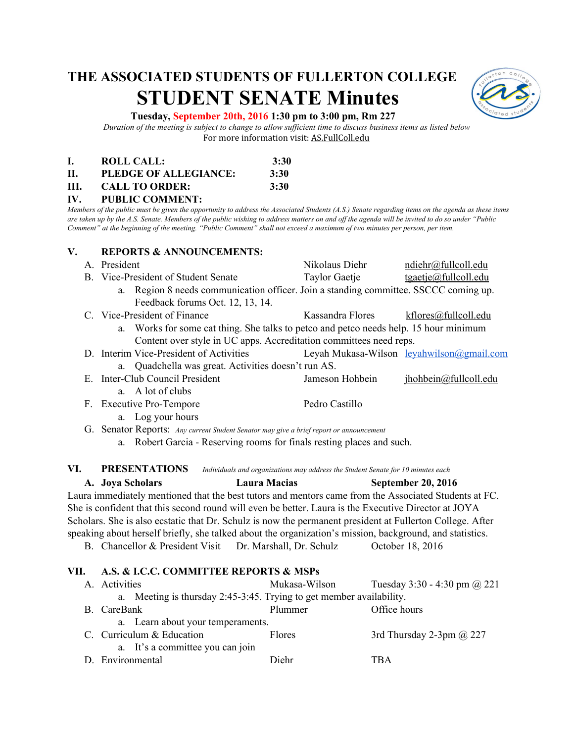# THE ASSOCIATED STUDENTS OF FULLERTON COLLEGE

# STUDENT SENATE Minutes

**Tuesday, September 20th, 2016 1:30 pm to 3:00 pm, Rm 227**

*Duration of the meeting is subject to change to allow sufficient time to discuss business items as listed below*

For more information visit: AS.FullColl.edu

**I. ROLL CALL: 3:30**

**II. PLEDGE OF ALLEGIANCE: 3:30**

**III. CALL TO ORDER: 3:30**

**IV. PUBLIC COMMENT:**

*Members of the public must be given the opportunity to address the Associated Students (A.S.) Senate regarding items on the agenda as these items are taken up by the A.S. Senate. Members of the public wishing to address matters on and off the agenda will be invited to do so under "Public Comment" at the beginning of the meeting. "Public Comment" shall not exceed a maximum of two minutes per person, per item.*

**V. REPORTS & ANNOUNCEMENTS:**

A. President — Nikolaus Diehr — ndiehr@fullcoll.edu

B. Vice-President of Student Senate — Taylor Gaetje — tgaetje@fullcoll.edu
   a. Region 8 needs communication officer. Join a standing committee. SSCCC coming up. Feedback forums Oct. 12, 13, 14.

C. Vice-President of Finance — Kassandra Flores — kflores@fullcoll.edu
   a. Works for some cat thing. She talks to petco and petco needs help. 15 hour minimum Content over style in UC apps. Accreditation committees need reps.

D. Interim Vice-President of Activities — Leyah Mukasa-Wilson — leyahwilson@gmail.com
   a. Quadchella was great. Activities doesn't run AS.

E. Inter-Club Council President — Jameson Hohbein — jhohbein@fullcoll.edu
   a. A lot of clubs

F. Executive Pro-Tempore — Pedro Castillo
   a. Log your hours

G. Senator Reports: *Any current Student Senator may give a brief report or announcement*
   a. Robert Garcia - Reserving rooms for finals resting places and such.

**VI. PRESENTATIONS** *Individuals and organizations may address the Student Senate for 10 minutes each*

**A. Joya Scholars — Laura Macias — September 20, 2016**

Laura immediately mentioned that the best tutors and mentors came from the Associated Students at FC. She is confident that this second round will even be better. Laura is the Executive Director at JOYA Scholars. She is also ecstatic that Dr. Schulz is now the permanent president at Fullerton College. After speaking about herself briefly, she talked about the organization's mission, background, and statistics.

B. Chancellor & President Visit — Dr. Marshall, Dr. Schulz — October 18, 2016

**VII. A.S. & I.C.C. COMMITTEE REPORTS & MSPs**

A. Activities — Mukasa-Wilson — Tuesday 3:30 - 4:30 pm @ 221
   a. Meeting is thursday 2:45-3:45. Trying to get member availability.

B. CareBank — Plummer — Office hours
   a. Learn about your temperaments.

C. Curriculum & Education — Flores — 3rd Thursday 2-3pm @ 227
   a. It's a committee you can join

D. Environmental — Diehr — TBA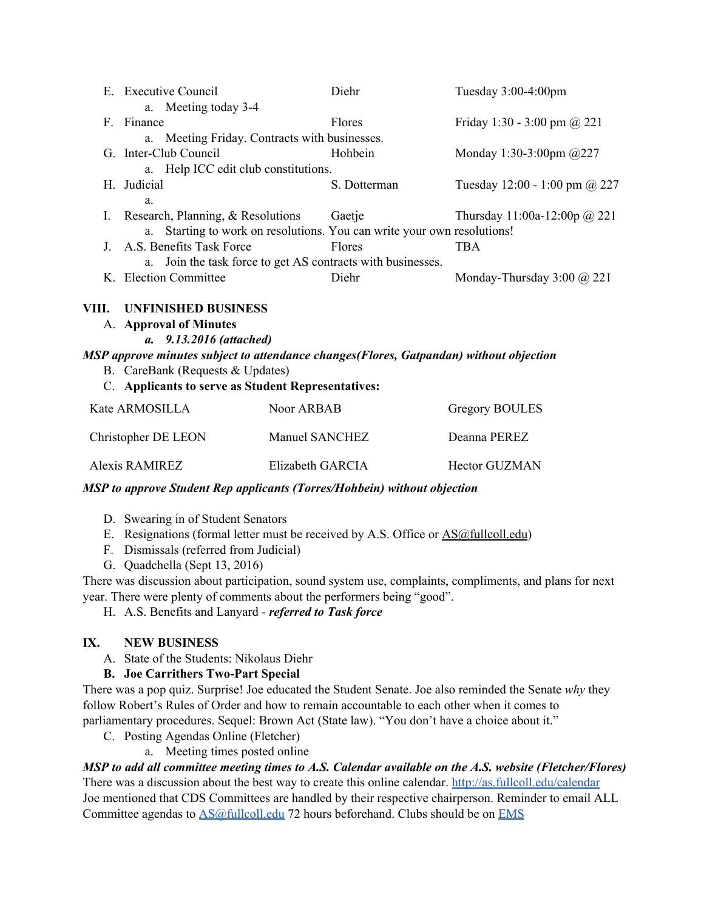E. Executive Council — Diehr — Tuesday 3:00-4:00pm
   a. Meeting today 3-4

F. Finance — Flores — Friday 1:30 - 3:00 pm @ 221
   a. Meeting Friday. Contracts with businesses.

G. Inter-Club Council — Hohbein — Monday 1:30-3:00pm @227
   a. Help ICC edit club constitutions.

H. Judicial — S. Dotterman — Tuesday 12:00 - 1:00 pm @ 227
   a.

I. Research, Planning, & Resolutions — Gaetje — Thursday 11:00a-12:00p @ 221
   a. Starting to work on resolutions. You can write your own resolutions!

J. A.S. Benefits Task Force — Flores — TBA
   a. Join the task force to get AS contracts with businesses.

K. Election Committee — Diehr — Monday-Thursday 3:00 @ 221

## VIII. UNFINISHED BUSINESS

A. **Approval of Minutes**
   ***a. 9.13.2016 (attached)***

***MSP approve minutes subject to attendance changes(Flores, Gatpandan) without objection***

B. CareBank (Requests & Updates)

C. **Applicants to serve as Student Representatives:**

| | | |
|---|---|---|
| Kate ARMOSILLA | Noor ARBAB | Gregory BOULES |
| Christopher DE LEON | Manuel SANCHEZ | Deanna PEREZ |
| Alexis RAMIREZ | Elizabeth GARCIA | Hector GUZMAN |

***MSP to approve Student Rep applicants (Torres/Hohbein) without objection***

D. Swearing in of Student Senators

E. Resignations (formal letter must be received by A.S. Office or AS@fullcoll.edu)

F. Dismissals (referred from Judicial)

G. Quadchella (Sept 13, 2016)

There was discussion about participation, sound system use, complaints, compliments, and plans for next year. There were plenty of comments about the performers being "good".

H. A.S. Benefits and Lanyard - ***referred to Task force***

## IX. NEW BUSINESS

A. State of the Students: Nikolaus Diehr

B. **Joe Carrithers Two-Part Special**

There was a pop quiz. Surprise! Joe educated the Student Senate. Joe also reminded the Senate *why* they follow Robert's Rules of Order and how to remain accountable to each other when it comes to parliamentary procedures. Sequel: Brown Act (State law). "You don't have a choice about it."

C. Posting Agendas Online (Fletcher)
   a. Meeting times posted online

***MSP to add all committee meeting times to A.S. Calendar available on the A.S. website (Fletcher/Flores)***

There was a discussion about the best way to create this online calendar. http://as.fullcoll.edu/calendar
Joe mentioned that CDS Committees are handled by their respective chairperson. Reminder to email ALL Committee agendas to AS@fullcoll.edu 72 hours beforehand. Clubs should be on EMS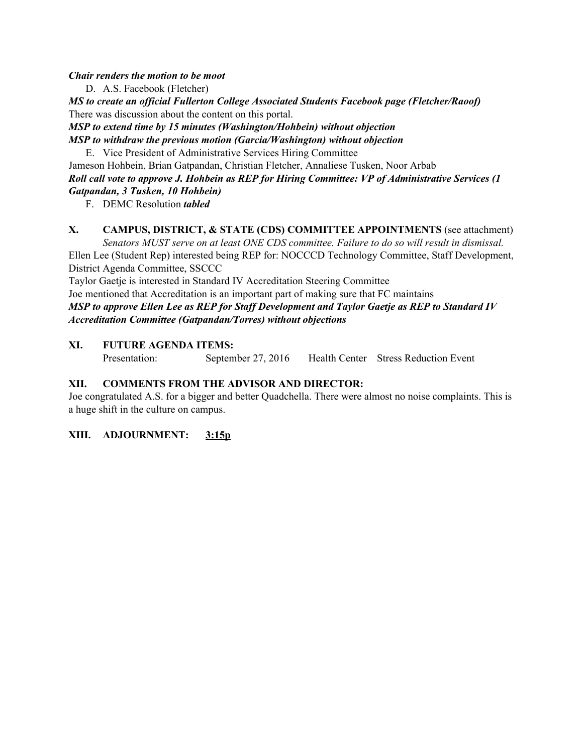***Chair renders the motion to be moot***

D. A.S. Facebook (Fletcher)

***MS to create an official Fullerton College Associated Students Facebook page (Fletcher/Raoof)***

There was discussion about the content on this portal.

***MSP to extend time by 15 minutes (Washington/Hohbein) without objection***

***MSP to withdraw the previous motion (Garcia/Washington) without objection***

E. Vice President of Administrative Services Hiring Committee

Jameson Hohbein, Brian Gatpandan, Christian Fletcher, Annaliese Tusken, Noor Arbab

***Roll call vote to approve J. Hohbein as REP for Hiring Committee: VP of Administrative Services (1 Gatpandan, 3 Tusken, 10 Hohbein)***

F. DEMC Resolution ***tabled***

## X. CAMPUS, DISTRICT, & STATE (CDS) COMMITTEE APPOINTMENTS (see attachment)

*Senators MUST serve on at least ONE CDS committee. Failure to do so will result in dismissal.*

Ellen Lee (Student Rep) interested being REP for: NOCCCD Technology Committee, Staff Development, District Agenda Committee, SSCCC

Taylor Gaetje is interested in Standard IV Accreditation Steering Committee

Joe mentioned that Accreditation is an important part of making sure that FC maintains

***MSP to approve Ellen Lee as REP for Staff Development and Taylor Gaetje as REP to Standard IV Accreditation Committee (Gatpandan/Torres) without objections***

## XI. FUTURE AGENDA ITEMS:

Presentation: September 27, 2016 Health Center Stress Reduction Event

## XII. COMMENTS FROM THE ADVISOR AND DIRECTOR:

Joe congratulated A.S. for a bigger and better Quadchella. There were almost no noise complaints. This is a huge shift in the culture on campus.

## XIII. ADJOURNMENT: 3:15p